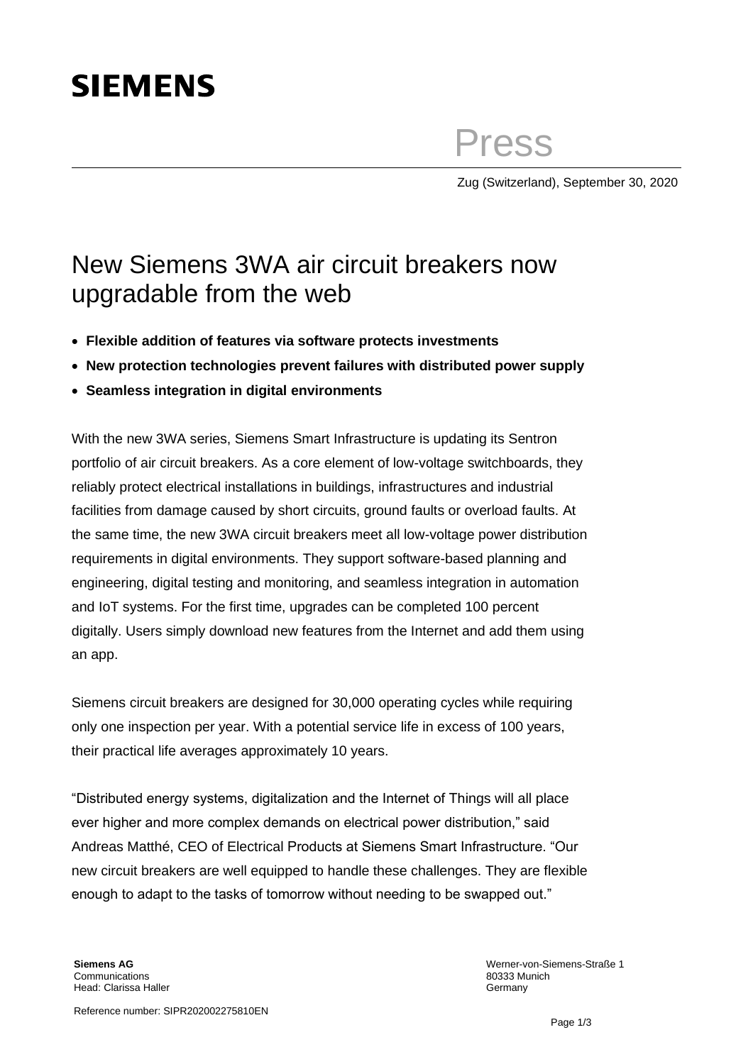**SIEMENS**

Press

Zug (Switzerland), September 30, 2020

# New Siemens 3WA air circuit breakers now upgradable from the web

- **Flexible addition of features via software protects investments**
- **New protection technologies prevent failures with distributed power supply**
- **Seamless integration in digital environments**

With the new 3WA series, Siemens Smart Infrastructure is updating its Sentron portfolio of air circuit breakers. As a core element of low-voltage switchboards, they reliably protect electrical installations in buildings, infrastructures and industrial facilities from damage caused by short circuits, ground faults or overload faults. At the same time, the new 3WA circuit breakers meet all low-voltage power distribution requirements in digital environments. They support software-based planning and engineering, digital testing and monitoring, and seamless integration in automation and IoT systems. For the first time, upgrades can be completed 100 percent digitally. Users simply download new features from the Internet and add them using an app.

Siemens circuit breakers are designed for 30,000 operating cycles while requiring only one inspection per year. With a potential service life in excess of 100 years, their practical life averages approximately 10 years.

"Distributed energy systems, digitalization and the Internet of Things will all place ever higher and more complex demands on electrical power distribution," said Andreas Matthé, CEO of Electrical Products at Siemens Smart Infrastructure. "Our new circuit breakers are well equipped to handle these challenges. They are flexible enough to adapt to the tasks of tomorrow without needing to be swapped out."

**Siemens AG**
Communications
Head: Clarissa Haller

Werner-von-Siemens-Straße 1
80333 Munich
Germany

Reference number: SIPR202002275810EN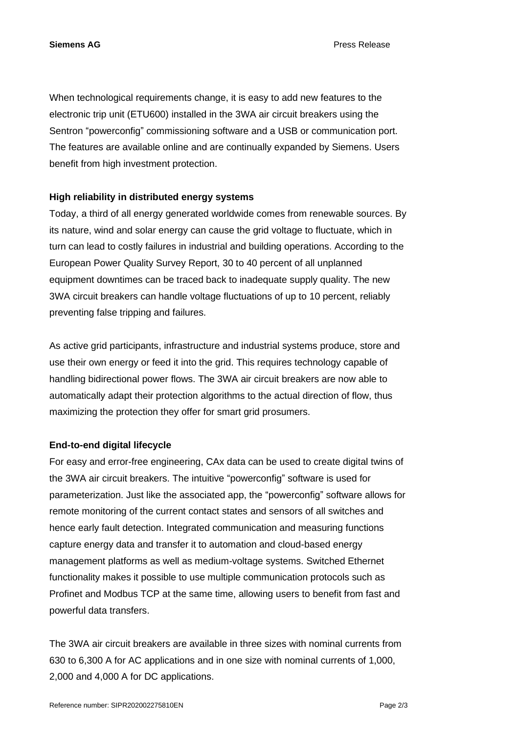When technological requirements change, it is easy to add new features to the electronic trip unit (ETU600) installed in the 3WA air circuit breakers using the Sentron "powerconfig" commissioning software and a USB or communication port. The features are available online and are continually expanded by Siemens. Users benefit from high investment protection.

**High reliability in distributed energy systems**

Today, a third of all energy generated worldwide comes from renewable sources. By its nature, wind and solar energy can cause the grid voltage to fluctuate, which in turn can lead to costly failures in industrial and building operations. According to the European Power Quality Survey Report, 30 to 40 percent of all unplanned equipment downtimes can be traced back to inadequate supply quality. The new 3WA circuit breakers can handle voltage fluctuations of up to 10 percent, reliably preventing false tripping and failures.

As active grid participants, infrastructure and industrial systems produce, store and use their own energy or feed it into the grid. This requires technology capable of handling bidirectional power flows. The 3WA air circuit breakers are now able to automatically adapt their protection algorithms to the actual direction of flow, thus maximizing the protection they offer for smart grid prosumers.

**End-to-end digital lifecycle**

For easy and error-free engineering, CAx data can be used to create digital twins of the 3WA air circuit breakers. The intuitive "powerconfig" software is used for parameterization. Just like the associated app, the "powerconfig" software allows for remote monitoring of the current contact states and sensors of all switches and hence early fault detection. Integrated communication and measuring functions capture energy data and transfer it to automation and cloud-based energy management platforms as well as medium-voltage systems. Switched Ethernet functionality makes it possible to use multiple communication protocols such as Profinet and Modbus TCP at the same time, allowing users to benefit from fast and powerful data transfers.

The 3WA air circuit breakers are available in three sizes with nominal currents from 630 to 6,300 A for AC applications and in one size with nominal currents of 1,000, 2,000 and 4,000 A for DC applications.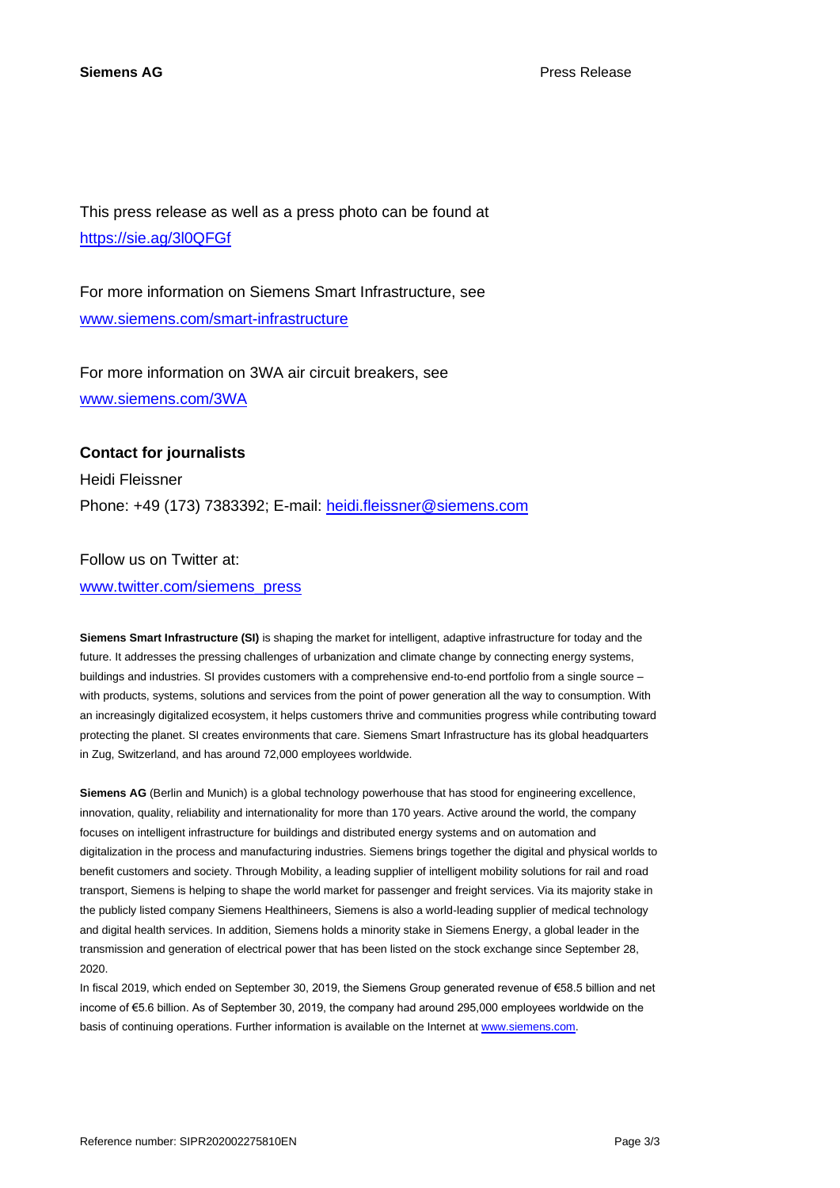This press release as well as a press photo can be found at
https://sie.ag/3l0QFGf

For more information on Siemens Smart Infrastructure, see
www.siemens.com/smart-infrastructure

For more information on 3WA air circuit breakers, see
www.siemens.com/3WA

**Contact for journalists**

Heidi Fleissner
Phone: +49 (173) 7383392; E-mail: heidi.fleissner@siemens.com

Follow us on Twitter at:
www.twitter.com/siemens_press

**Siemens Smart Infrastructure (SI)** is shaping the market for intelligent, adaptive infrastructure for today and the future. It addresses the pressing challenges of urbanization and climate change by connecting energy systems, buildings and industries. SI provides customers with a comprehensive end-to-end portfolio from a single source – with products, systems, solutions and services from the point of power generation all the way to consumption. With an increasingly digitalized ecosystem, it helps customers thrive and communities progress while contributing toward protecting the planet. SI creates environments that care. Siemens Smart Infrastructure has its global headquarters in Zug, Switzerland, and has around 72,000 employees worldwide.

**Siemens AG** (Berlin and Munich) is a global technology powerhouse that has stood for engineering excellence, innovation, quality, reliability and internationality for more than 170 years. Active around the world, the company focuses on intelligent infrastructure for buildings and distributed energy systems and on automation and digitalization in the process and manufacturing industries. Siemens brings together the digital and physical worlds to benefit customers and society. Through Mobility, a leading supplier of intelligent mobility solutions for rail and road transport, Siemens is helping to shape the world market for passenger and freight services. Via its majority stake in the publicly listed company Siemens Healthineers, Siemens is also a world-leading supplier of medical technology and digital health services. In addition, Siemens holds a minority stake in Siemens Energy, a global leader in the transmission and generation of electrical power that has been listed on the stock exchange since September 28, 2020.
In fiscal 2019, which ended on September 30, 2019, the Siemens Group generated revenue of €58.5 billion and net income of €5.6 billion. As of September 30, 2019, the company had around 295,000 employees worldwide on the basis of continuing operations. Further information is available on the Internet at www.siemens.com.

Reference number: SIPR202002275810EN